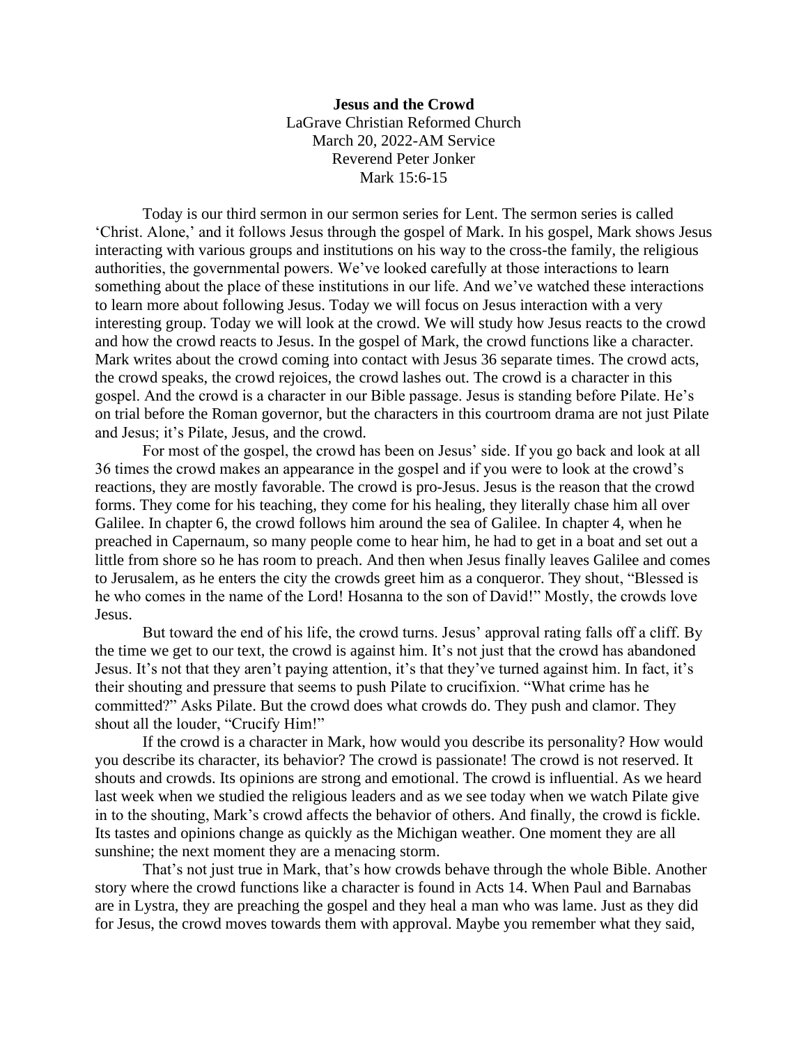# Jesus and the Crowd

LaGrave Christian Reformed Church
March 20, 2022-AM Service
Reverend Peter Jonker
Mark 15:6-15

Today is our third sermon in our sermon series for Lent. The sermon series is called 'Christ. Alone,' and it follows Jesus through the gospel of Mark. In his gospel, Mark shows Jesus interacting with various groups and institutions on his way to the cross-the family, the religious authorities, the governmental powers. We've looked carefully at those interactions to learn something about the place of these institutions in our life. And we've watched these interactions to learn more about following Jesus. Today we will focus on Jesus interaction with a very interesting group. Today we will look at the crowd. We will study how Jesus reacts to the crowd and how the crowd reacts to Jesus. In the gospel of Mark, the crowd functions like a character. Mark writes about the crowd coming into contact with Jesus 36 separate times. The crowd acts, the crowd speaks, the crowd rejoices, the crowd lashes out. The crowd is a character in this gospel. And the crowd is a character in our Bible passage. Jesus is standing before Pilate. He's on trial before the Roman governor, but the characters in this courtroom drama are not just Pilate and Jesus; it's Pilate, Jesus, and the crowd.

For most of the gospel, the crowd has been on Jesus' side. If you go back and look at all 36 times the crowd makes an appearance in the gospel and if you were to look at the crowd's reactions, they are mostly favorable. The crowd is pro-Jesus. Jesus is the reason that the crowd forms. They come for his teaching, they come for his healing, they literally chase him all over Galilee. In chapter 6, the crowd follows him around the sea of Galilee. In chapter 4, when he preached in Capernaum, so many people come to hear him, he had to get in a boat and set out a little from shore so he has room to preach. And then when Jesus finally leaves Galilee and comes to Jerusalem, as he enters the city the crowds greet him as a conqueror. They shout, "Blessed is he who comes in the name of the Lord! Hosanna to the son of David!" Mostly, the crowds love Jesus.

But toward the end of his life, the crowd turns. Jesus' approval rating falls off a cliff. By the time we get to our text, the crowd is against him. It's not just that the crowd has abandoned Jesus. It's not that they aren't paying attention, it's that they've turned against him. In fact, it's their shouting and pressure that seems to push Pilate to crucifixion. "What crime has he committed?" Asks Pilate. But the crowd does what crowds do. They push and clamor. They shout all the louder, "Crucify Him!"

If the crowd is a character in Mark, how would you describe its personality? How would you describe its character, its behavior? The crowd is passionate! The crowd is not reserved. It shouts and crowds. Its opinions are strong and emotional. The crowd is influential. As we heard last week when we studied the religious leaders and as we see today when we watch Pilate give in to the shouting, Mark's crowd affects the behavior of others. And finally, the crowd is fickle. Its tastes and opinions change as quickly as the Michigan weather. One moment they are all sunshine; the next moment they are a menacing storm.

That's not just true in Mark, that's how crowds behave through the whole Bible. Another story where the crowd functions like a character is found in Acts 14. When Paul and Barnabas are in Lystra, they are preaching the gospel and they heal a man who was lame. Just as they did for Jesus, the crowd moves towards them with approval. Maybe you remember what they said,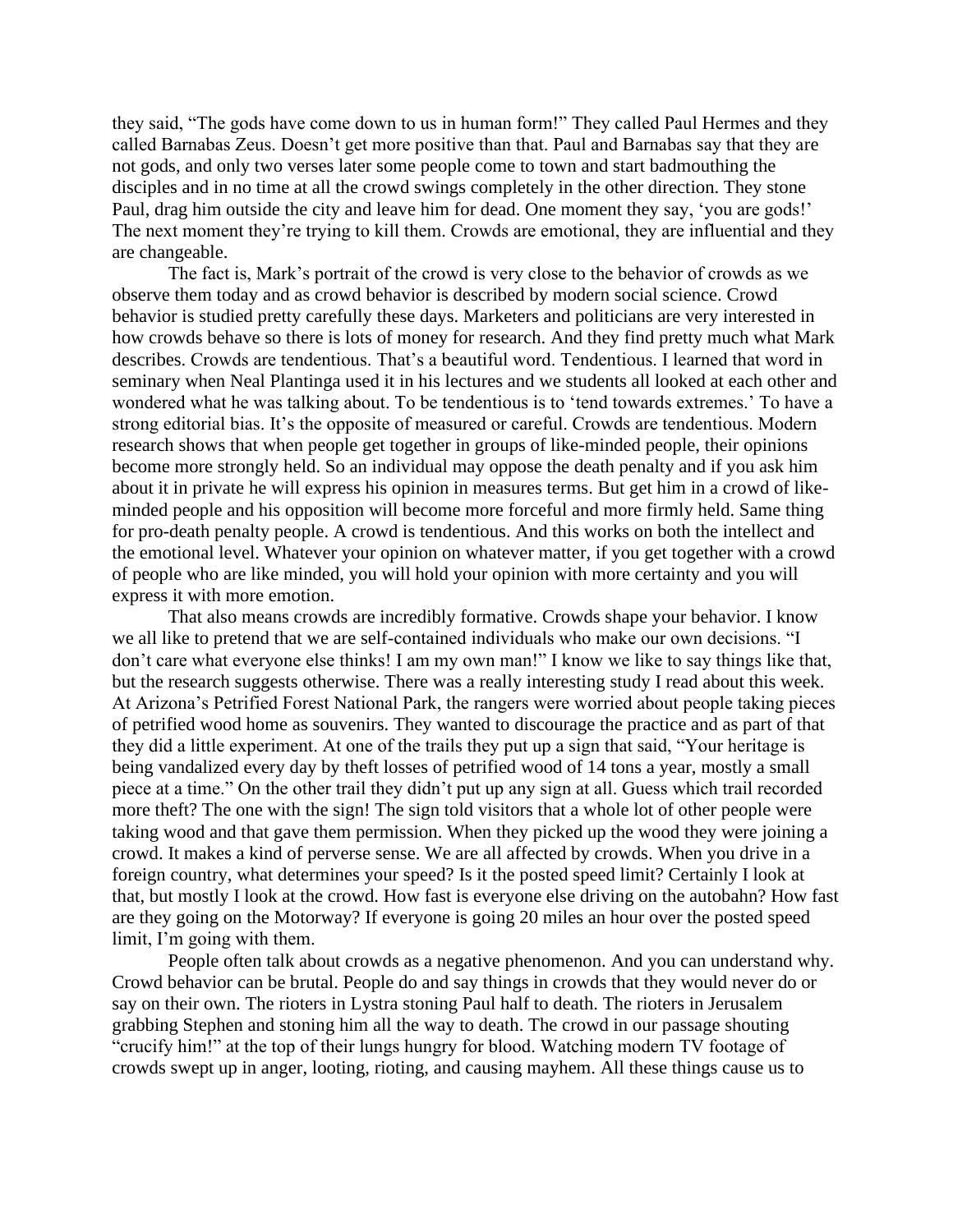they said, "The gods have come down to us in human form!" They called Paul Hermes and they called Barnabas Zeus. Doesn't get more positive than that. Paul and Barnabas say that they are not gods, and only two verses later some people come to town and start badmouthing the disciples and in no time at all the crowd swings completely in the other direction. They stone Paul, drag him outside the city and leave him for dead. One moment they say, 'you are gods!' The next moment they're trying to kill them. Crowds are emotional, they are influential and they are changeable.

The fact is, Mark's portrait of the crowd is very close to the behavior of crowds as we observe them today and as crowd behavior is described by modern social science. Crowd behavior is studied pretty carefully these days. Marketers and politicians are very interested in how crowds behave so there is lots of money for research. And they find pretty much what Mark describes. Crowds are tendentious. That's a beautiful word. Tendentious. I learned that word in seminary when Neal Plantinga used it in his lectures and we students all looked at each other and wondered what he was talking about. To be tendentious is to 'tend towards extremes.' To have a strong editorial bias. It's the opposite of measured or careful. Crowds are tendentious. Modern research shows that when people get together in groups of like-minded people, their opinions become more strongly held. So an individual may oppose the death penalty and if you ask him about it in private he will express his opinion in measures terms. But get him in a crowd of like-minded people and his opposition will become more forceful and more firmly held. Same thing for pro-death penalty people. A crowd is tendentious. And this works on both the intellect and the emotional level. Whatever your opinion on whatever matter, if you get together with a crowd of people who are like minded, you will hold your opinion with more certainty and you will express it with more emotion.

That also means crowds are incredibly formative. Crowds shape your behavior. I know we all like to pretend that we are self-contained individuals who make our own decisions. "I don't care what everyone else thinks! I am my own man!" I know we like to say things like that, but the research suggests otherwise. There was a really interesting study I read about this week. At Arizona's Petrified Forest National Park, the rangers were worried about people taking pieces of petrified wood home as souvenirs. They wanted to discourage the practice and as part of that they did a little experiment. At one of the trails they put up a sign that said, "Your heritage is being vandalized every day by theft losses of petrified wood of 14 tons a year, mostly a small piece at a time." On the other trail they didn't put up any sign at all. Guess which trail recorded more theft? The one with the sign! The sign told visitors that a whole lot of other people were taking wood and that gave them permission. When they picked up the wood they were joining a crowd. It makes a kind of perverse sense. We are all affected by crowds. When you drive in a foreign country, what determines your speed? Is it the posted speed limit? Certainly I look at that, but mostly I look at the crowd. How fast is everyone else driving on the autobahn? How fast are they going on the Motorway? If everyone is going 20 miles an hour over the posted speed limit, I'm going with them.

People often talk about crowds as a negative phenomenon. And you can understand why. Crowd behavior can be brutal. People do and say things in crowds that they would never do or say on their own. The rioters in Lystra stoning Paul half to death. The rioters in Jerusalem grabbing Stephen and stoning him all the way to death. The crowd in our passage shouting "crucify him!" at the top of their lungs hungry for blood. Watching modern TV footage of crowds swept up in anger, looting, rioting, and causing mayhem. All these things cause us to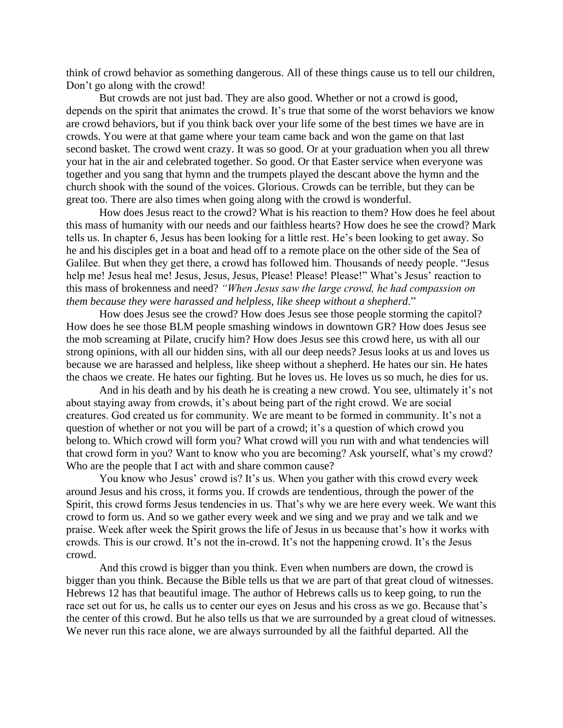think of crowd behavior as something dangerous. All of these things cause us to tell our children, Don't go along with the crowd!

But crowds are not just bad. They are also good. Whether or not a crowd is good, depends on the spirit that animates the crowd. It's true that some of the worst behaviors we know are crowd behaviors, but if you think back over your life some of the best times we have are in crowds. You were at that game where your team came back and won the game on that last second basket. The crowd went crazy. It was so good. Or at your graduation when you all threw your hat in the air and celebrated together. So good. Or that Easter service when everyone was together and you sang that hymn and the trumpets played the descant above the hymn and the church shook with the sound of the voices. Glorious. Crowds can be terrible, but they can be great too. There are also times when going along with the crowd is wonderful.

How does Jesus react to the crowd? What is his reaction to them? How does he feel about this mass of humanity with our needs and our faithless hearts? How does he see the crowd? Mark tells us. In chapter 6, Jesus has been looking for a little rest. He's been looking to get away. So he and his disciples get in a boat and head off to a remote place on the other side of the Sea of Galilee. But when they get there, a crowd has followed him. Thousands of needy people. "Jesus help me! Jesus heal me! Jesus, Jesus, Jesus, Please! Please! Please!" What's Jesus' reaction to this mass of brokenness and need? *"When Jesus saw the large crowd, he had compassion on them because they were harassed and helpless, like sheep without a shepherd*."

How does Jesus see the crowd? How does Jesus see those people storming the capitol? How does he see those BLM people smashing windows in downtown GR? How does Jesus see the mob screaming at Pilate, crucify him? How does Jesus see this crowd here, us with all our strong opinions, with all our hidden sins, with all our deep needs? Jesus looks at us and loves us because we are harassed and helpless, like sheep without a shepherd. He hates our sin. He hates the chaos we create. He hates our fighting. But he loves us. He loves us so much, he dies for us.

And in his death and by his death he is creating a new crowd. You see, ultimately it's not about staying away from crowds, it's about being part of the right crowd. We are social creatures. God created us for community. We are meant to be formed in community. It's not a question of whether or not you will be part of a crowd; it's a question of which crowd you belong to. Which crowd will form you? What crowd will you run with and what tendencies will that crowd form in you? Want to know who you are becoming? Ask yourself, what's my crowd? Who are the people that I act with and share common cause?

You know who Jesus' crowd is? It's us. When you gather with this crowd every week around Jesus and his cross, it forms you. If crowds are tendentious, through the power of the Spirit, this crowd forms Jesus tendencies in us. That's why we are here every week. We want this crowd to form us. And so we gather every week and we sing and we pray and we talk and we praise. Week after week the Spirit grows the life of Jesus in us because that's how it works with crowds. This is our crowd. It's not the in-crowd. It's not the happening crowd. It's the Jesus crowd.

And this crowd is bigger than you think. Even when numbers are down, the crowd is bigger than you think. Because the Bible tells us that we are part of that great cloud of witnesses. Hebrews 12 has that beautiful image. The author of Hebrews calls us to keep going, to run the race set out for us, he calls us to center our eyes on Jesus and his cross as we go. Because that's the center of this crowd. But he also tells us that we are surrounded by a great cloud of witnesses. We never run this race alone, we are always surrounded by all the faithful departed. All the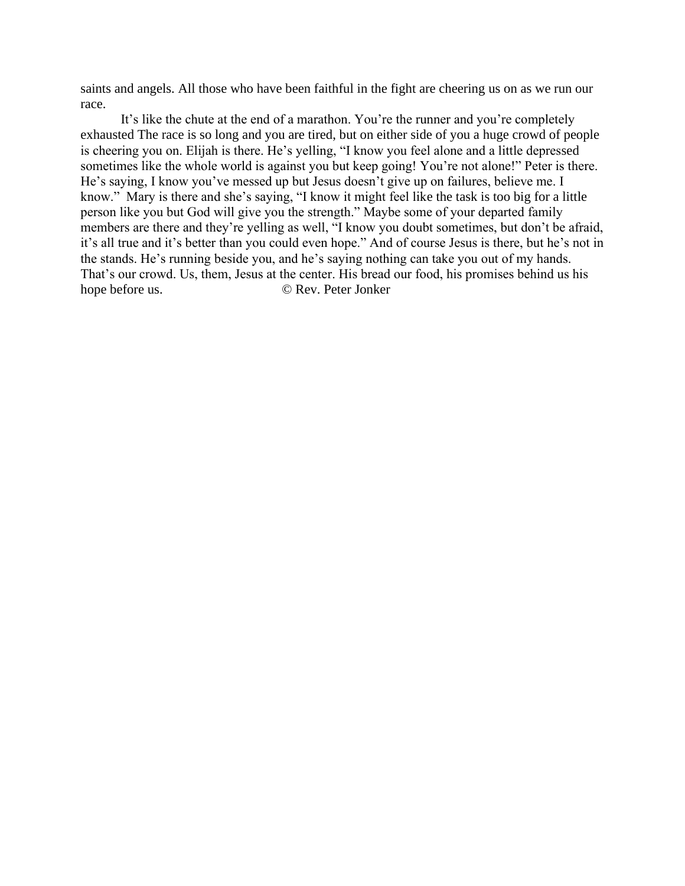saints and angels. All those who have been faithful in the fight are cheering us on as we run our race.

It's like the chute at the end of a marathon. You're the runner and you're completely exhausted The race is so long and you are tired, but on either side of you a huge crowd of people is cheering you on. Elijah is there. He's yelling, "I know you feel alone and a little depressed sometimes like the whole world is against you but keep going! You're not alone!" Peter is there. He's saying, I know you've messed up but Jesus doesn't give up on failures, believe me. I know." Mary is there and she's saying, "I know it might feel like the task is too big for a little person like you but God will give you the strength." Maybe some of your departed family members are there and they're yelling as well, "I know you doubt sometimes, but don't be afraid, it's all true and it's better than you could even hope." And of course Jesus is there, but he's not in the stands. He's running beside you, and he's saying nothing can take you out of my hands. That's our crowd. Us, them, Jesus at the center. His bread our food, his promises behind us his hope before us. © Rev. Peter Jonker